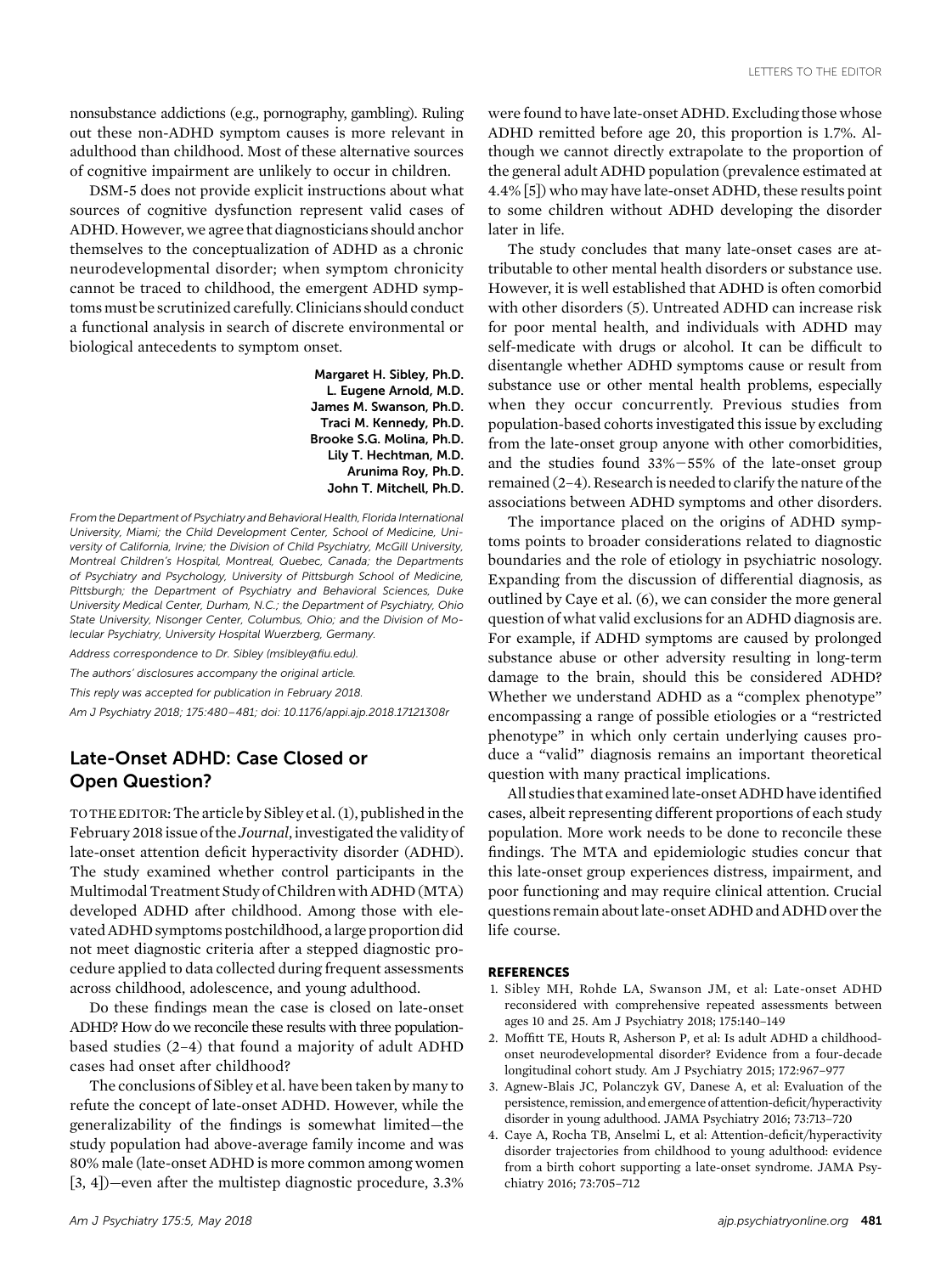nonsubstance addictions (e.g., pornography, gambling). Ruling out these non-ADHD symptom causes is more relevant in adulthood than childhood. Most of these alternative sources of cognitive impairment are unlikely to occur in children.

DSM-5 does not provide explicit instructions about what sources of cognitive dysfunction represent valid cases of ADHD. However, we agree that diagnosticians should anchor themselves to the conceptualization of ADHD as a chronic neurodevelopmental disorder; when symptom chronicity cannot be traced to childhood, the emergent ADHD symptoms must be scrutinized carefully. Clinicians should conduct a functional analysis in search of discrete environmental or biological antecedents to symptom onset.

**Margaret H. Sibley, Ph.D.**
**L. Eugene Arnold, M.D.**
**James M. Swanson, Ph.D.**
**Traci M. Kennedy, Ph.D.**
**Brooke S.G. Molina, Ph.D.**
**Lily T. Hechtman, M.D.**
**Arunima Roy, Ph.D.**
**John T. Mitchell, Ph.D.**

*From the Department of Psychiatry and Behavioral Health, Florida International University, Miami; the Child Development Center, School of Medicine, University of California, Irvine; the Division of Child Psychiatry, McGill University, Montreal Children's Hospital, Montreal, Quebec, Canada; the Departments of Psychiatry and Psychology, University of Pittsburgh School of Medicine, Pittsburgh; the Department of Psychiatry and Behavioral Sciences, Duke University Medical Center, Durham, N.C.; the Department of Psychiatry, Ohio State University, Nisonger Center, Columbus, Ohio; and the Division of Molecular Psychiatry, University Hospital Wuerzberg, Germany.*

*Address correspondence to Dr. Sibley (msibley@fiu.edu).*

*The authors' disclosures accompany the original article.*

*This reply was accepted for publication in February 2018.*

*Am J Psychiatry 2018; 175:480–481; doi: 10.1176/appi.ajp.2018.17121308r*

## Late-Onset ADHD: Case Closed or Open Question?

TO THE EDITOR: The article by Sibley et al. (1), published in the February 2018 issue of the *Journal*, investigated the validity of late-onset attention deficit hyperactivity disorder (ADHD). The study examined whether control participants in the Multimodal Treatment Study of Children with ADHD (MTA) developed ADHD after childhood. Among those with elevated ADHD symptoms postchildhood, a large proportion did not meet diagnostic criteria after a stepped diagnostic procedure applied to data collected during frequent assessments across childhood, adolescence, and young adulthood.

Do these findings mean the case is closed on late-onset ADHD? How do we reconcile these results with three population-based studies (2–4) that found a majority of adult ADHD cases had onset after childhood?

The conclusions of Sibley et al. have been taken by many to refute the concept of late-onset ADHD. However, while the generalizability of the findings is somewhat limited—the study population had above-average family income and was 80% male (late-onset ADHD is more common among women [3, 4])—even after the multistep diagnostic procedure, 3.3% were found to have late-onset ADHD. Excluding those whose ADHD remitted before age 20, this proportion is 1.7%. Although we cannot directly extrapolate to the proportion of the general adult ADHD population (prevalence estimated at 4.4% [5]) who may have late-onset ADHD, these results point to some children without ADHD developing the disorder later in life.

The study concludes that many late-onset cases are attributable to other mental health disorders or substance use. However, it is well established that ADHD is often comorbid with other disorders (5). Untreated ADHD can increase risk for poor mental health, and individuals with ADHD may self-medicate with drugs or alcohol. It can be difficult to disentangle whether ADHD symptoms cause or result from substance use or other mental health problems, especially when they occur concurrently. Previous studies from population-based cohorts investigated this issue by excluding from the late-onset group anyone with other comorbidities, and the studies found 33%–55% of the late-onset group remained (2–4). Research is needed to clarify the nature of the associations between ADHD symptoms and other disorders.

The importance placed on the origins of ADHD symptoms points to broader considerations related to diagnostic boundaries and the role of etiology in psychiatric nosology. Expanding from the discussion of differential diagnosis, as outlined by Caye et al. (6), we can consider the more general question of what valid exclusions for an ADHD diagnosis are. For example, if ADHD symptoms are caused by prolonged substance abuse or other adversity resulting in long-term damage to the brain, should this be considered ADHD? Whether we understand ADHD as a "complex phenotype" encompassing a range of possible etiologies or a "restricted phenotype" in which only certain underlying causes produce a "valid" diagnosis remains an important theoretical question with many practical implications.

All studies that examined late-onset ADHD have identified cases, albeit representing different proportions of each study population. More work needs to be done to reconcile these findings. The MTA and epidemiologic studies concur that this late-onset group experiences distress, impairment, and poor functioning and may require clinical attention. Crucial questions remain about late-onset ADHD and ADHD over the life course.

### REFERENCES

1. Sibley MH, Rohde LA, Swanson JM, et al: Late-onset ADHD reconsidered with comprehensive repeated assessments between ages 10 and 25. Am J Psychiatry 2018; 175:140–149
2. Moffitt TE, Houts R, Asherson P, et al: Is adult ADHD a childhood-onset neurodevelopmental disorder? Evidence from a four-decade longitudinal cohort study. Am J Psychiatry 2015; 172:967–977
3. Agnew-Blais JC, Polanczyk GV, Danese A, et al: Evaluation of the persistence, remission, and emergence of attention-deficit/hyperactivity disorder in young adulthood. JAMA Psychiatry 2016; 73:713–720
4. Caye A, Rocha TB, Anselmi L, et al: Attention-deficit/hyperactivity disorder trajectories from childhood to young adulthood: evidence from a birth cohort supporting a late-onset syndrome. JAMA Psychiatry 2016; 73:705–712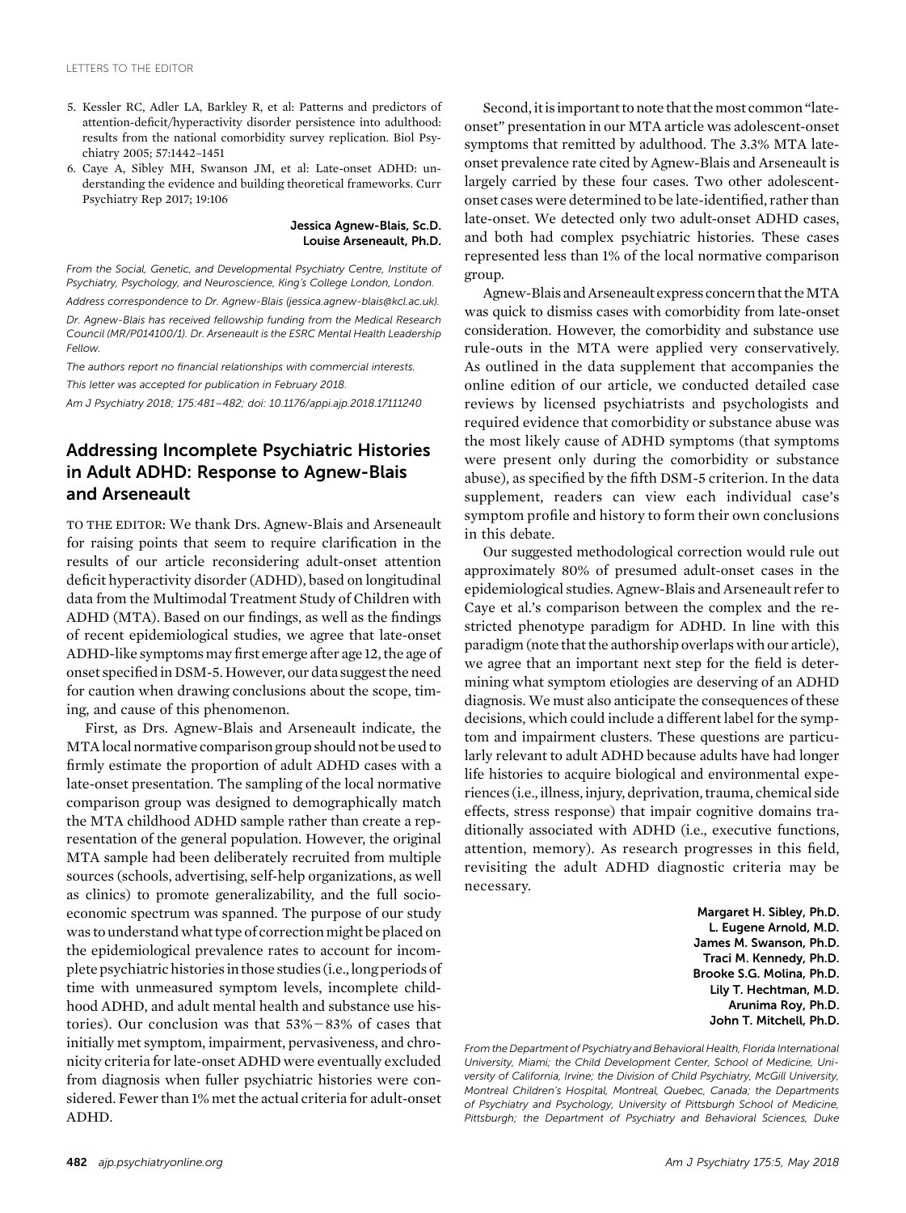5. Kessler RC, Adler LA, Barkley R, et al: Patterns and predictors of attention-deficit/hyperactivity disorder persistence into adulthood: results from the national comorbidity survey replication. Biol Psychiatry 2005; 57:1442–1451
6. Caye A, Sibley MH, Swanson JM, et al: Late-onset ADHD: understanding the evidence and building theoretical frameworks. Curr Psychiatry Rep 2017; 19:106

**Jessica Agnew-Blais, Sc.D.**
**Louise Arseneault, Ph.D.**

*From the Social, Genetic, and Developmental Psychiatry Centre, Institute of Psychiatry, Psychology, and Neuroscience, King's College London, London.*

*Address correspondence to Dr. Agnew-Blais (jessica.agnew-blais@kcl.ac.uk).*

*Dr. Agnew-Blais has received fellowship funding from the Medical Research Council (MR/P014100/1). Dr. Arseneault is the ESRC Mental Health Leadership Fellow.*

*The authors report no financial relationships with commercial interests.*

*This letter was accepted for publication in February 2018.*

*Am J Psychiatry 2018; 175:481–482; doi: 10.1176/appi.ajp.2018.17111240*

## Addressing Incomplete Psychiatric Histories in Adult ADHD: Response to Agnew-Blais and Arseneault

TO THE EDITOR: We thank Drs. Agnew-Blais and Arseneault for raising points that seem to require clarification in the results of our article reconsidering adult-onset attention deficit hyperactivity disorder (ADHD), based on longitudinal data from the Multimodal Treatment Study of Children with ADHD (MTA). Based on our findings, as well as the findings of recent epidemiological studies, we agree that late-onset ADHD-like symptoms may first emerge after age 12, the age of onset specified in DSM-5. However, our data suggest the need for caution when drawing conclusions about the scope, timing, and cause of this phenomenon.

First, as Drs. Agnew-Blais and Arseneault indicate, the MTA local normative comparison group should not be used to firmly estimate the proportion of adult ADHD cases with a late-onset presentation. The sampling of the local normative comparison group was designed to demographically match the MTA childhood ADHD sample rather than create a representation of the general population. However, the original MTA sample had been deliberately recruited from multiple sources (schools, advertising, self-help organizations, as well as clinics) to promote generalizability, and the full socioeconomic spectrum was spanned. The purpose of our study was to understand what type of correction might be placed on the epidemiological prevalence rates to account for incomplete psychiatric histories in those studies (i.e., long periods of time with unmeasured symptom levels, incomplete childhood ADHD, and adult mental health and substance use histories). Our conclusion was that 53%−83% of cases that initially met symptom, impairment, pervasiveness, and chronicity criteria for late-onset ADHD were eventually excluded from diagnosis when fuller psychiatric histories were considered. Fewer than 1% met the actual criteria for adult-onset ADHD.

Second, it is important to note that the most common "late-onset" presentation in our MTA article was adolescent-onset symptoms that remitted by adulthood. The 3.3% MTA late-onset prevalence rate cited by Agnew-Blais and Arseneault is largely carried by these four cases. Two other adolescent-onset cases were determined to be late-identified, rather than late-onset. We detected only two adult-onset ADHD cases, and both had complex psychiatric histories. These cases represented less than 1% of the local normative comparison group.

Agnew-Blais and Arseneault express concern that the MTA was quick to dismiss cases with comorbidity from late-onset consideration. However, the comorbidity and substance use rule-outs in the MTA were applied very conservatively. As outlined in the data supplement that accompanies the online edition of our article, we conducted detailed case reviews by licensed psychiatrists and psychologists and required evidence that comorbidity or substance abuse was the most likely cause of ADHD symptoms (that symptoms were present only during the comorbidity or substance abuse), as specified by the fifth DSM-5 criterion. In the data supplement, readers can view each individual case's symptom profile and history to form their own conclusions in this debate.

Our suggested methodological correction would rule out approximately 80% of presumed adult-onset cases in the epidemiological studies. Agnew-Blais and Arseneault refer to Caye et al.'s comparison between the complex and the restricted phenotype paradigm for ADHD. In line with this paradigm (note that the authorship overlaps with our article), we agree that an important next step for the field is determining what symptom etiologies are deserving of an ADHD diagnosis. We must also anticipate the consequences of these decisions, which could include a different label for the symptom and impairment clusters. These questions are particularly relevant to adult ADHD because adults have had longer life histories to acquire biological and environmental experiences (i.e., illness, injury, deprivation, trauma, chemical side effects, stress response) that impair cognitive domains traditionally associated with ADHD (i.e., executive functions, attention, memory). As research progresses in this field, revisiting the adult ADHD diagnostic criteria may be necessary.

**Margaret H. Sibley, Ph.D.**
**L. Eugene Arnold, M.D.**
**James M. Swanson, Ph.D.**
**Traci M. Kennedy, Ph.D.**
**Brooke S.G. Molina, Ph.D.**
**Lily T. Hechtman, M.D.**
**Arunima Roy, Ph.D.**
**John T. Mitchell, Ph.D.**

*From the Department of Psychiatry and Behavioral Health, Florida International University, Miami; the Child Development Center, School of Medicine, University of California, Irvine; the Division of Child Psychiatry, McGill University, Montreal Children's Hospital, Montreal, Quebec, Canada; the Departments of Psychiatry and Psychology, University of Pittsburgh School of Medicine, Pittsburgh; the Department of Psychiatry and Behavioral Sciences, Duke*